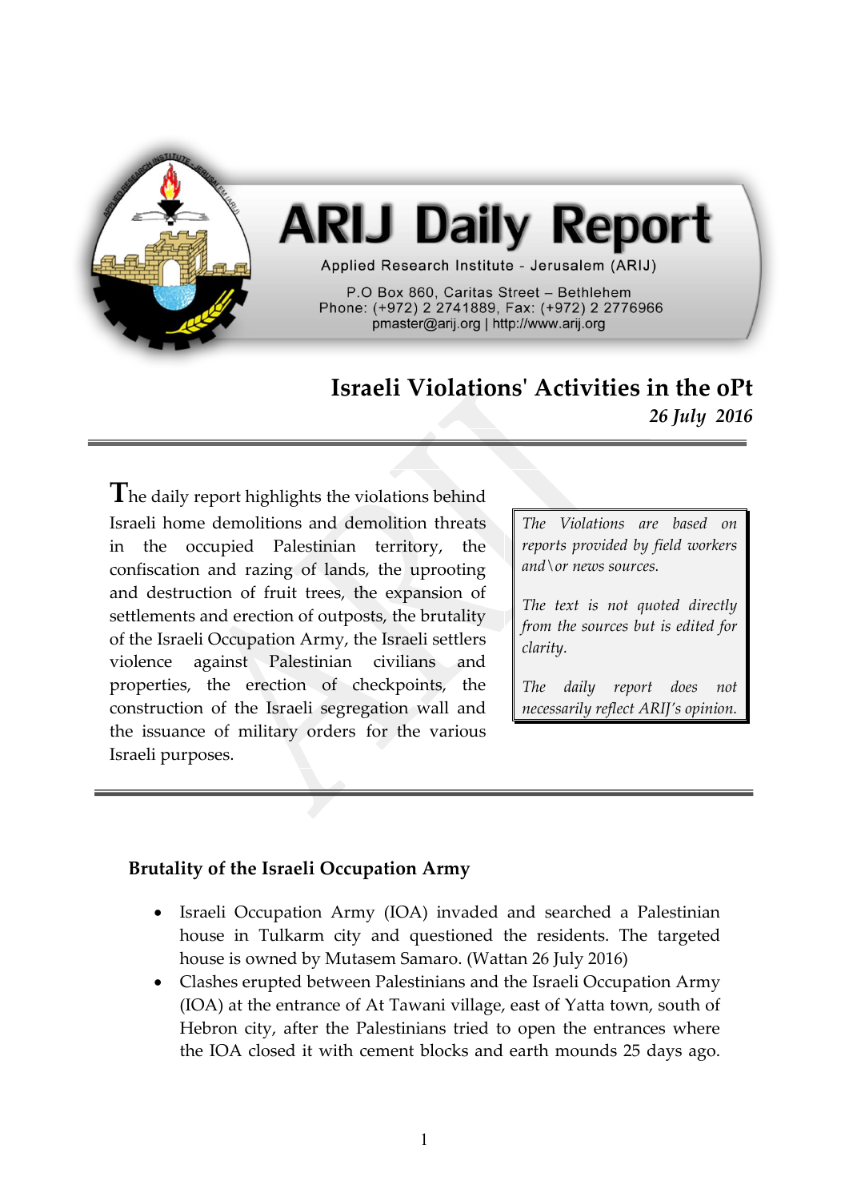# ARIJ Daily Report

Applied Research Institute - Jerusalem (ARIJ)

P.O Box 860, Caritas Street – Bethlehem
Phone: (+972) 2 2741889, Fax: (+972) 2 2776966
pmaster@arij.org | http://www.arij.org

## Israeli Violations' Activities in the oPt

*26 July 2016*

The daily report highlights the violations behind Israeli home demolitions and demolition threats in the occupied Palestinian territory, the confiscation and razing of lands, the uprooting and destruction of fruit trees, the expansion of settlements and erection of outposts, the brutality of the Israeli Occupation Army, the Israeli settlers violence against Palestinian civilians and properties, the erection of checkpoints, the construction of the Israeli segregation wall and the issuance of military orders for the various Israeli purposes.

> *The Violations are based on reports provided by field workers and\or news sources.*
>
> *The text is not quoted directly from the sources but is edited for clarity.*
>
> *The daily report does not necessarily reflect ARIJ's opinion.*

### Brutality of the Israeli Occupation Army

- Israeli Occupation Army (IOA) invaded and searched a Palestinian house in Tulkarm city and questioned the residents. The targeted house is owned by Mutasem Samaro. (Wattan 26 July 2016)
- Clashes erupted between Palestinians and the Israeli Occupation Army (IOA) at the entrance of At Tawani village, east of Yatta town, south of Hebron city, after the Palestinians tried to open the entrances where the IOA closed it with cement blocks and earth mounds 25 days ago.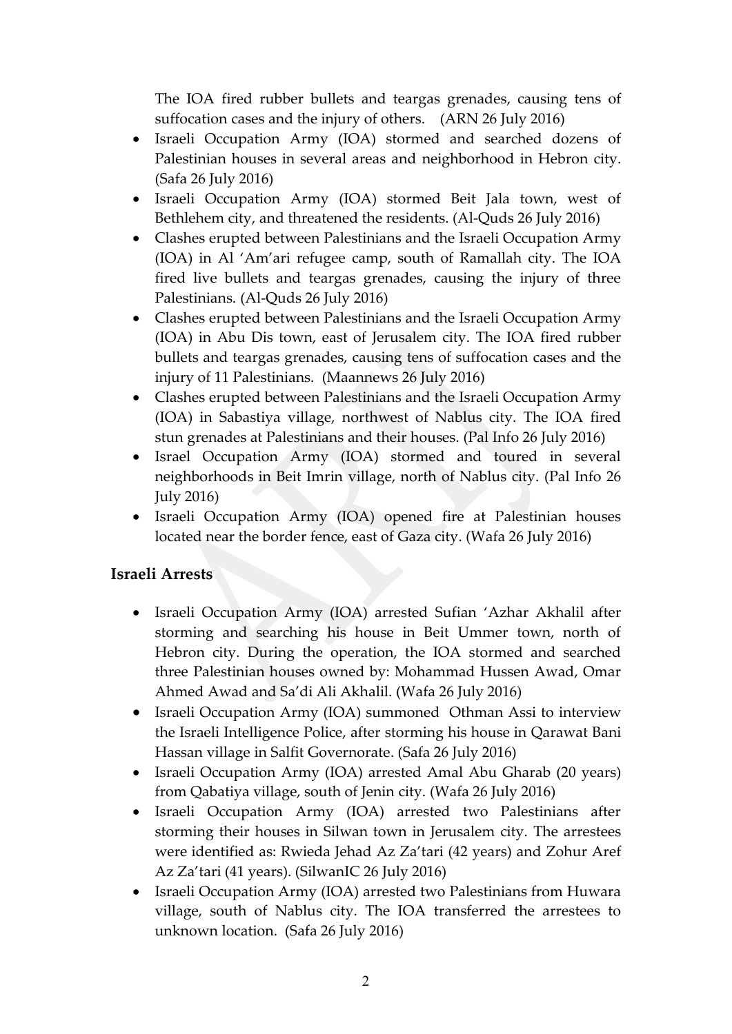The IOA fired rubber bullets and teargas grenades, causing tens of suffocation cases and the injury of others. (ARN 26 July 2016)

- Israeli Occupation Army (IOA) stormed and searched dozens of Palestinian houses in several areas and neighborhood in Hebron city. (Safa 26 July 2016)
- Israeli Occupation Army (IOA) stormed Beit Jala town, west of Bethlehem city, and threatened the residents. (Al-Quds 26 July 2016)
- Clashes erupted between Palestinians and the Israeli Occupation Army (IOA) in Al 'Am'ari refugee camp, south of Ramallah city. The IOA fired live bullets and teargas grenades, causing the injury of three Palestinians. (Al-Quds 26 July 2016)
- Clashes erupted between Palestinians and the Israeli Occupation Army (IOA) in Abu Dis town, east of Jerusalem city. The IOA fired rubber bullets and teargas grenades, causing tens of suffocation cases and the injury of 11 Palestinians. (Maannews 26 July 2016)
- Clashes erupted between Palestinians and the Israeli Occupation Army (IOA) in Sabastiya village, northwest of Nablus city. The IOA fired stun grenades at Palestinians and their houses. (Pal Info 26 July 2016)
- Israel Occupation Army (IOA) stormed and toured in several neighborhoods in Beit Imrin village, north of Nablus city. (Pal Info 26 July 2016)
- Israeli Occupation Army (IOA) opened fire at Palestinian houses located near the border fence, east of Gaza city. (Wafa 26 July 2016)

## Israeli Arrests

- Israeli Occupation Army (IOA) arrested Sufian 'Azhar Akhalil after storming and searching his house in Beit Ummer town, north of Hebron city. During the operation, the IOA stormed and searched three Palestinian houses owned by: Mohammad Hussen Awad, Omar Ahmed Awad and Sa'di Ali Akhalil. (Wafa 26 July 2016)
- Israeli Occupation Army (IOA) summoned Othman Assi to interview the Israeli Intelligence Police, after storming his house in Qarawat Bani Hassan village in Salfit Governorate. (Safa 26 July 2016)
- Israeli Occupation Army (IOA) arrested Amal Abu Gharab (20 years) from Qabatiya village, south of Jenin city. (Wafa 26 July 2016)
- Israeli Occupation Army (IOA) arrested two Palestinians after storming their houses in Silwan town in Jerusalem city. The arrestees were identified as: Rwieda Jehad Az Za'tari (42 years) and Zohur Aref Az Za'tari (41 years). (SilwanIC 26 July 2016)
- Israeli Occupation Army (IOA) arrested two Palestinians from Huwara village, south of Nablus city. The IOA transferred the arrestees to unknown location. (Safa 26 July 2016)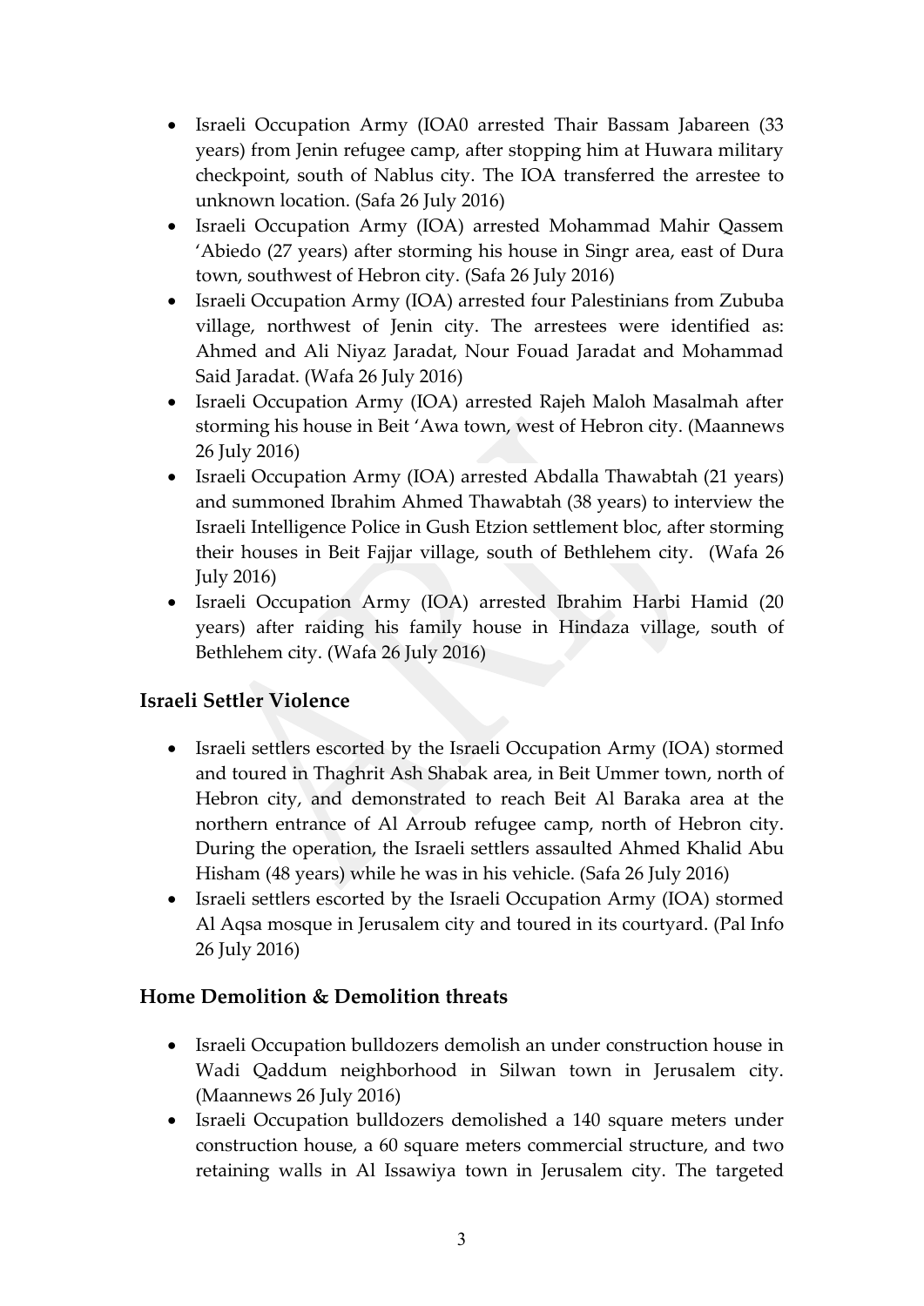- Israeli Occupation Army (IOA0 arrested Thair Bassam Jabareen (33 years) from Jenin refugee camp, after stopping him at Huwara military checkpoint, south of Nablus city. The IOA transferred the arrestee to unknown location. (Safa 26 July 2016)
- Israeli Occupation Army (IOA) arrested Mohammad Mahir Qassem 'Abiedo (27 years) after storming his house in Singr area, east of Dura town, southwest of Hebron city. (Safa 26 July 2016)
- Israeli Occupation Army (IOA) arrested four Palestinians from Zububa village, northwest of Jenin city. The arrestees were identified as: Ahmed and Ali Niyaz Jaradat, Nour Fouad Jaradat and Mohammad Said Jaradat. (Wafa 26 July 2016)
- Israeli Occupation Army (IOA) arrested Rajeh Maloh Masalmah after storming his house in Beit 'Awa town, west of Hebron city. (Maannews 26 July 2016)
- Israeli Occupation Army (IOA) arrested Abdalla Thawabtah (21 years) and summoned Ibrahim Ahmed Thawabtah (38 years) to interview the Israeli Intelligence Police in Gush Etzion settlement bloc, after storming their houses in Beit Fajjar village, south of Bethlehem city. (Wafa 26 July 2016)
- Israeli Occupation Army (IOA) arrested Ibrahim Harbi Hamid (20 years) after raiding his family house in Hindaza village, south of Bethlehem city. (Wafa 26 July 2016)

## Israeli Settler Violence

- Israeli settlers escorted by the Israeli Occupation Army (IOA) stormed and toured in Thaghrit Ash Shabak area, in Beit Ummer town, north of Hebron city, and demonstrated to reach Beit Al Baraka area at the northern entrance of Al Arroub refugee camp, north of Hebron city. During the operation, the Israeli settlers assaulted Ahmed Khalid Abu Hisham (48 years) while he was in his vehicle. (Safa 26 July 2016)
- Israeli settlers escorted by the Israeli Occupation Army (IOA) stormed Al Aqsa mosque in Jerusalem city and toured in its courtyard. (Pal Info 26 July 2016)

## Home Demolition & Demolition threats

- Israeli Occupation bulldozers demolish an under construction house in Wadi Qaddum neighborhood in Silwan town in Jerusalem city. (Maannews 26 July 2016)
- Israeli Occupation bulldozers demolished a 140 square meters under construction house, a 60 square meters commercial structure, and two retaining walls in Al Issawiya town in Jerusalem city. The targeted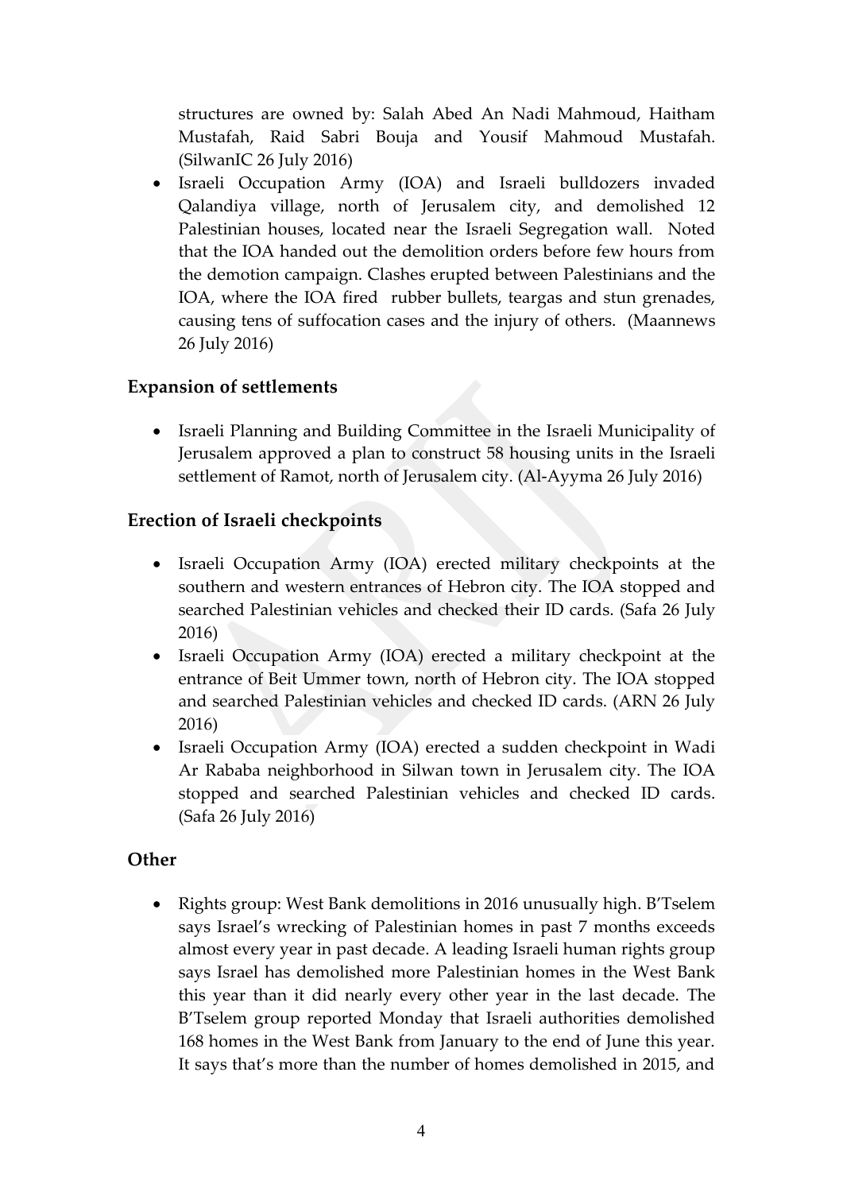structures are owned by: Salah Abed An Nadi Mahmoud, Haitham Mustafah, Raid Sabri Bouja and Yousif Mahmoud Mustafah. (SilwanIC 26 July 2016)

- Israeli Occupation Army (IOA) and Israeli bulldozers invaded Qalandiya village, north of Jerusalem city, and demolished 12 Palestinian houses, located near the Israeli Segregation wall. Noted that the IOA handed out the demolition orders before few hours from the demotion campaign. Clashes erupted between Palestinians and the IOA, where the IOA fired rubber bullets, teargas and stun grenades, causing tens of suffocation cases and the injury of others. (Maannews 26 July 2016)

## Expansion of settlements

- Israeli Planning and Building Committee in the Israeli Municipality of Jerusalem approved a plan to construct 58 housing units in the Israeli settlement of Ramot, north of Jerusalem city. (Al-Ayyma 26 July 2016)

## Erection of Israeli checkpoints

- Israeli Occupation Army (IOA) erected military checkpoints at the southern and western entrances of Hebron city. The IOA stopped and searched Palestinian vehicles and checked their ID cards. (Safa 26 July 2016)
- Israeli Occupation Army (IOA) erected a military checkpoint at the entrance of Beit Ummer town, north of Hebron city. The IOA stopped and searched Palestinian vehicles and checked ID cards. (ARN 26 July 2016)
- Israeli Occupation Army (IOA) erected a sudden checkpoint in Wadi Ar Rababa neighborhood in Silwan town in Jerusalem city. The IOA stopped and searched Palestinian vehicles and checked ID cards. (Safa 26 July 2016)

## Other

- Rights group: West Bank demolitions in 2016 unusually high. B'Tselem says Israel's wrecking of Palestinian homes in past 7 months exceeds almost every year in past decade. A leading Israeli human rights group says Israel has demolished more Palestinian homes in the West Bank this year than it did nearly every other year in the last decade. The B'Tselem group reported Monday that Israeli authorities demolished 168 homes in the West Bank from January to the end of June this year. It says that's more than the number of homes demolished in 2015, and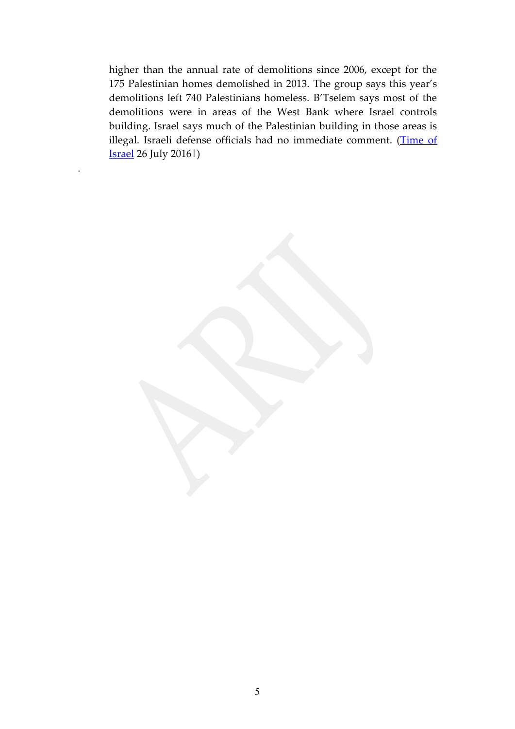higher than the annual rate of demolitions since 2006, except for the 175 Palestinian homes demolished in 2013. The group says this year's demolitions left 740 Palestinians homeless. B'Tselem says most of the demolitions were in areas of the West Bank where Israel controls building. Israel says much of the Palestinian building in those areas is illegal. Israeli defense officials had no immediate comment. (Time of Israel 26 July 2016|)

.